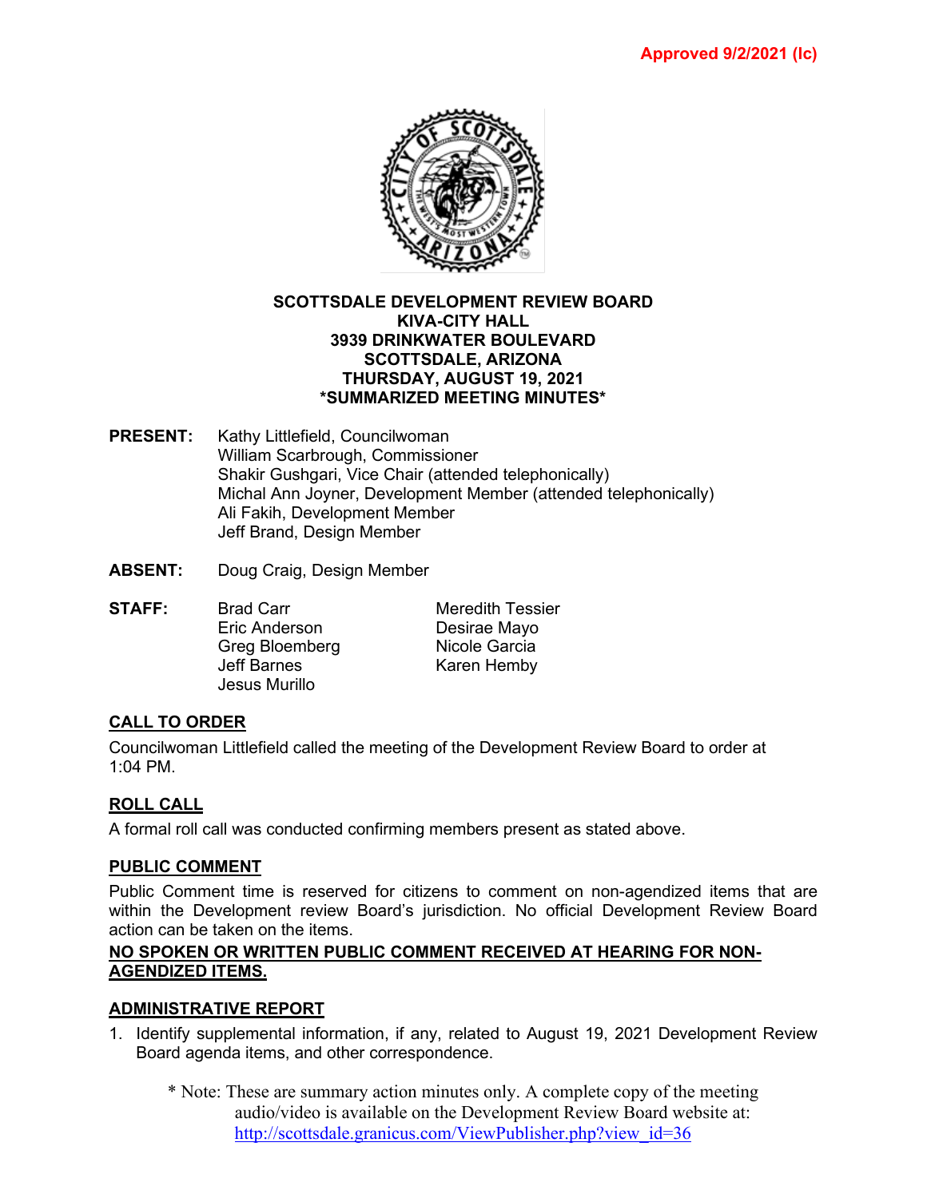**Approved 9/2/2021 (lc)**

**SCOTTSDALE DEVELOPMENT REVIEW BOARD**
**KIVA-CITY HALL**
**3939 DRINKWATER BOULEVARD**
**SCOTTSDALE, ARIZONA**
**THURSDAY, AUGUST 19, 2021**
***SUMMARIZED MEETING MINUTES***

**PRESENT:** Kathy Littlefield, Councilwoman
William Scarbrough, Commissioner
Shakir Gushgari, Vice Chair (attended telephonically)
Michal Ann Joyner, Development Member (attended telephonically)
Ali Fakih, Development Member
Jeff Brand, Design Member

**ABSENT:** Doug Craig, Design Member

**STAFF:**
Brad Carr
Eric Anderson
Greg Bloemberg
Jeff Barnes
Jesus Murillo
Meredith Tessier
Desirae Mayo
Nicole Garcia
Karen Hemby

## CALL TO ORDER

Councilwoman Littlefield called the meeting of the Development Review Board to order at 1:04 PM.

## ROLL CALL

A formal roll call was conducted confirming members present as stated above.

## PUBLIC COMMENT

Public Comment time is reserved for citizens to comment on non-agendized items that are within the Development review Board's jurisdiction. No official Development Review Board action can be taken on the items.

**NO SPOKEN OR WRITTEN PUBLIC COMMENT RECEIVED AT HEARING FOR NON-AGENDIZED ITEMS.**

## ADMINISTRATIVE REPORT

1. Identify supplemental information, if any, related to August 19, 2021 Development Review Board agenda items, and other correspondence.

\* Note: These are summary action minutes only. A complete copy of the meeting audio/video is available on the Development Review Board website at: http://scottsdale.granicus.com/ViewPublisher.php?view_id=36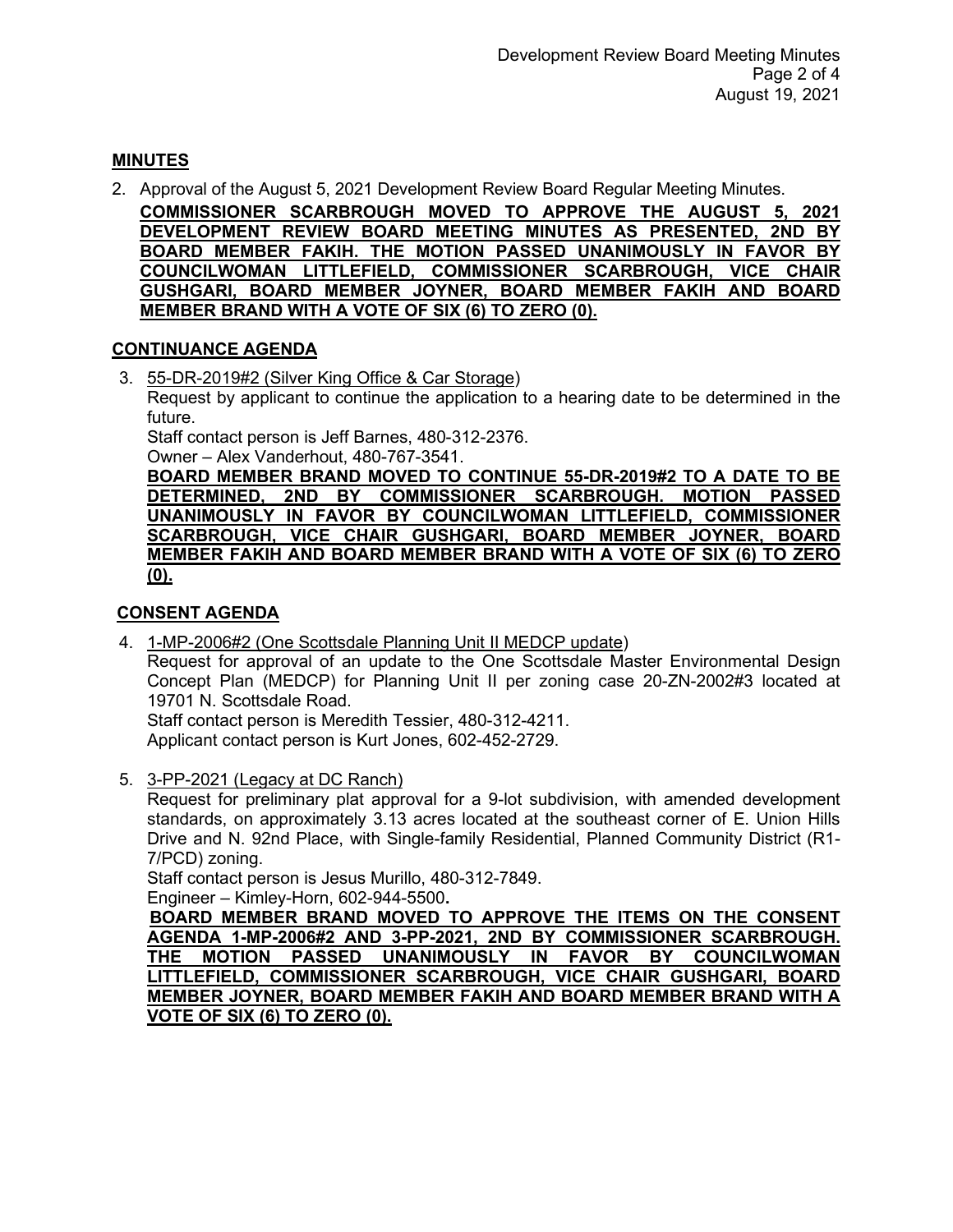## MINUTES

2. Approval of the August 5, 2021 Development Review Board Regular Meeting Minutes.

   **COMMISSIONER SCARBROUGH MOVED TO APPROVE THE AUGUST 5, 2021 DEVELOPMENT REVIEW BOARD MEETING MINUTES AS PRESENTED, 2ND BY BOARD MEMBER FAKIH. THE MOTION PASSED UNANIMOUSLY IN FAVOR BY COUNCILWOMAN LITTLEFIELD, COMMISSIONER SCARBROUGH, VICE CHAIR GUSHGARI, BOARD MEMBER JOYNER, BOARD MEMBER FAKIH AND BOARD MEMBER BRAND WITH A VOTE OF SIX (6) TO ZERO (0).**

## CONTINUANCE AGENDA

3. 55-DR-2019#2 (Silver King Office & Car Storage)

   Request by applicant to continue the application to a hearing date to be determined in the future.

   Staff contact person is Jeff Barnes, 480-312-2376.

   Owner – Alex Vanderhout, 480-767-3541.

   **BOARD MEMBER BRAND MOVED TO CONTINUE 55-DR-2019#2 TO A DATE TO BE DETERMINED, 2ND BY COMMISSIONER SCARBROUGH. MOTION PASSED UNANIMOUSLY IN FAVOR BY COUNCILWOMAN LITTLEFIELD, COMMISSIONER SCARBROUGH, VICE CHAIR GUSHGARI, BOARD MEMBER JOYNER, BOARD MEMBER FAKIH AND BOARD MEMBER BRAND WITH A VOTE OF SIX (6) TO ZERO (0).**

## CONSENT AGENDA

4. 1-MP-2006#2 (One Scottsdale Planning Unit II MEDCP update)

   Request for approval of an update to the One Scottsdale Master Environmental Design Concept Plan (MEDCP) for Planning Unit II per zoning case 20-ZN-2002#3 located at 19701 N. Scottsdale Road.

   Staff contact person is Meredith Tessier, 480-312-4211.

   Applicant contact person is Kurt Jones, 602-452-2729.

5. 3-PP-2021 (Legacy at DC Ranch)

   Request for preliminary plat approval for a 9-lot subdivision, with amended development standards, on approximately 3.13 acres located at the southeast corner of E. Union Hills Drive and N. 92nd Place, with Single-family Residential, Planned Community District (R1-7/PCD) zoning.

   Staff contact person is Jesus Murillo, 480-312-7849.

   Engineer – Kimley-Horn, 602-944-5500.

   **BOARD MEMBER BRAND MOVED TO APPROVE THE ITEMS ON THE CONSENT AGENDA 1-MP-2006#2 AND 3-PP-2021, 2ND BY COMMISSIONER SCARBROUGH. THE MOTION PASSED UNANIMOUSLY IN FAVOR BY COUNCILWOMAN LITTLEFIELD, COMMISSIONER SCARBROUGH, VICE CHAIR GUSHGARI, BOARD MEMBER JOYNER, BOARD MEMBER FAKIH AND BOARD MEMBER BRAND WITH A VOTE OF SIX (6) TO ZERO (0).**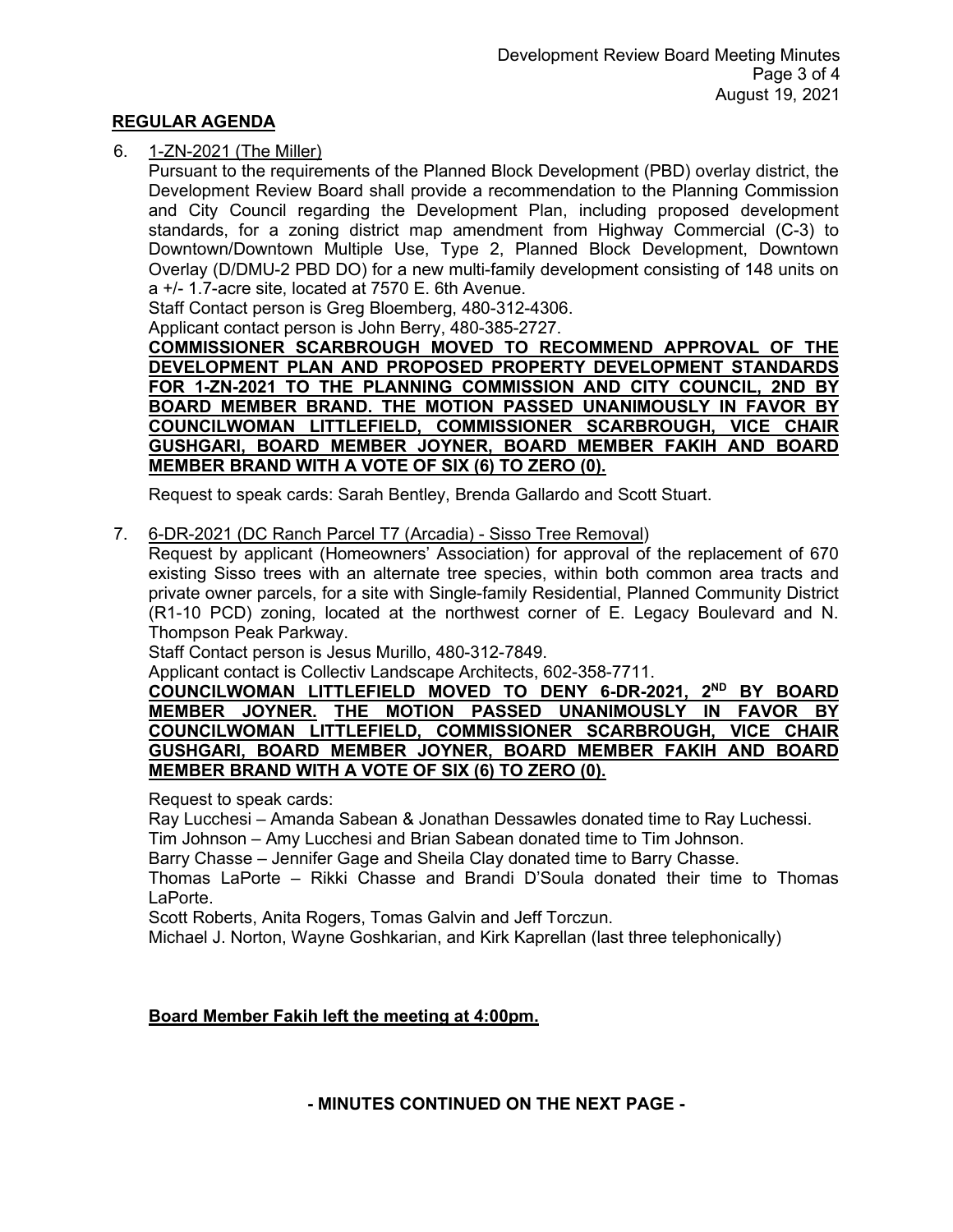## REGULAR AGENDA

6. 1-ZN-2021 (The Miller)

   Pursuant to the requirements of the Planned Block Development (PBD) overlay district, the Development Review Board shall provide a recommendation to the Planning Commission and City Council regarding the Development Plan, including proposed development standards, for a zoning district map amendment from Highway Commercial (C-3) to Downtown/Downtown Multiple Use, Type 2, Planned Block Development, Downtown Overlay (D/DMU-2 PBD DO) for a new multi-family development consisting of 148 units on a +/- 1.7-acre site, located at 7570 E. 6th Avenue.

   Staff Contact person is Greg Bloemberg, 480-312-4306.

   Applicant contact person is John Berry, 480-385-2727.

   **COMMISSIONER SCARBROUGH MOVED TO RECOMMEND APPROVAL OF THE DEVELOPMENT PLAN AND PROPOSED PROPERTY DEVELOPMENT STANDARDS FOR 1-ZN-2021 TO THE PLANNING COMMISSION AND CITY COUNCIL, 2ND BY BOARD MEMBER BRAND. THE MOTION PASSED UNANIMOUSLY IN FAVOR BY COUNCILWOMAN LITTLEFIELD, COMMISSIONER SCARBROUGH, VICE CHAIR GUSHGARI, BOARD MEMBER JOYNER, BOARD MEMBER FAKIH AND BOARD MEMBER BRAND WITH A VOTE OF SIX (6) TO ZERO (0).**

   Request to speak cards: Sarah Bentley, Brenda Gallardo and Scott Stuart.

7. 6-DR-2021 (DC Ranch Parcel T7 (Arcadia) - Sisso Tree Removal)

   Request by applicant (Homeowners' Association) for approval of the replacement of 670 existing Sisso trees with an alternate tree species, within both common area tracts and private owner parcels, for a site with Single-family Residential, Planned Community District (R1-10 PCD) zoning, located at the northwest corner of E. Legacy Boulevard and N. Thompson Peak Parkway.

   Staff Contact person is Jesus Murillo, 480-312-7849.

   Applicant contact is Collectiv Landscape Architects, 602-358-7711.

   **COUNCILWOMAN LITTLEFIELD MOVED TO DENY 6-DR-2021, 2ND BY BOARD MEMBER JOYNER. THE MOTION PASSED UNANIMOUSLY IN FAVOR BY COUNCILWOMAN LITTLEFIELD, COMMISSIONER SCARBROUGH, VICE CHAIR GUSHGARI, BOARD MEMBER JOYNER, BOARD MEMBER FAKIH AND BOARD MEMBER BRAND WITH A VOTE OF SIX (6) TO ZERO (0).**

   Request to speak cards:

   Ray Lucchesi – Amanda Sabean & Jonathan Dessawles donated time to Ray Luchessi.

   Tim Johnson – Amy Lucchesi and Brian Sabean donated time to Tim Johnson.

   Barry Chasse – Jennifer Gage and Sheila Clay donated time to Barry Chasse.

   Thomas LaPorte – Rikki Chasse and Brandi D'Soula donated their time to Thomas LaPorte.

   Scott Roberts, Anita Rogers, Tomas Galvin and Jeff Torczun.

   Michael J. Norton, Wayne Goshkarian, and Kirk Kaprellan (last three telephonically)

**Board Member Fakih left the meeting at 4:00pm.**

**- MINUTES CONTINUED ON THE NEXT PAGE -**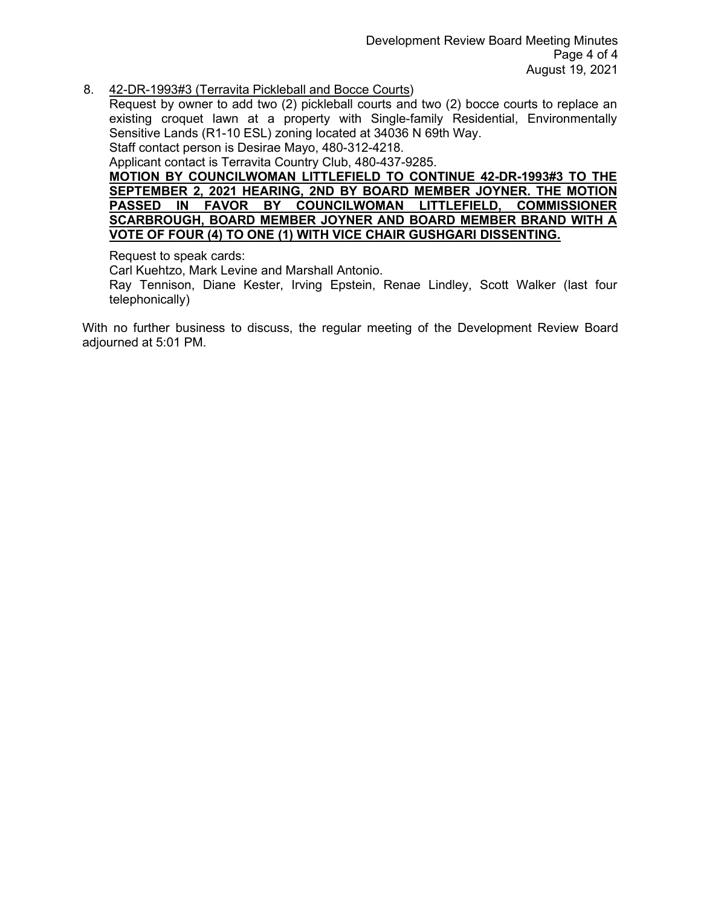8. <u>42-DR-1993#3 (Terravita Pickleball and Bocce Courts</u>)

   Request by owner to add two (2) pickleball courts and two (2) bocce courts to replace an existing croquet lawn at a property with Single-family Residential, Environmentally Sensitive Lands (R1-10 ESL) zoning located at 34036 N 69th Way.

   Staff contact person is Desirae Mayo, 480-312-4218.

   Applicant contact is Terravita Country Club, 480-437-9285.

   **<u>MOTION BY COUNCILWOMAN LITTLEFIELD TO CONTINUE 42-DR-1993#3 TO THE SEPTEMBER 2, 2021 HEARING, 2ND BY BOARD MEMBER JOYNER. THE MOTION PASSED IN FAVOR BY COUNCILWOMAN LITTLEFIELD, COMMISSIONER SCARBROUGH, BOARD MEMBER JOYNER AND BOARD MEMBER BRAND WITH A VOTE OF FOUR (4) TO ONE (1) WITH VICE CHAIR GUSHGARI DISSENTING.</u>**

   Request to speak cards:

   Carl Kuehtzo, Mark Levine and Marshall Antonio.

   Ray Tennison, Diane Kester, Irving Epstein, Renae Lindley, Scott Walker (last four telephonically)

With no further business to discuss, the regular meeting of the Development Review Board adjourned at 5:01 PM.